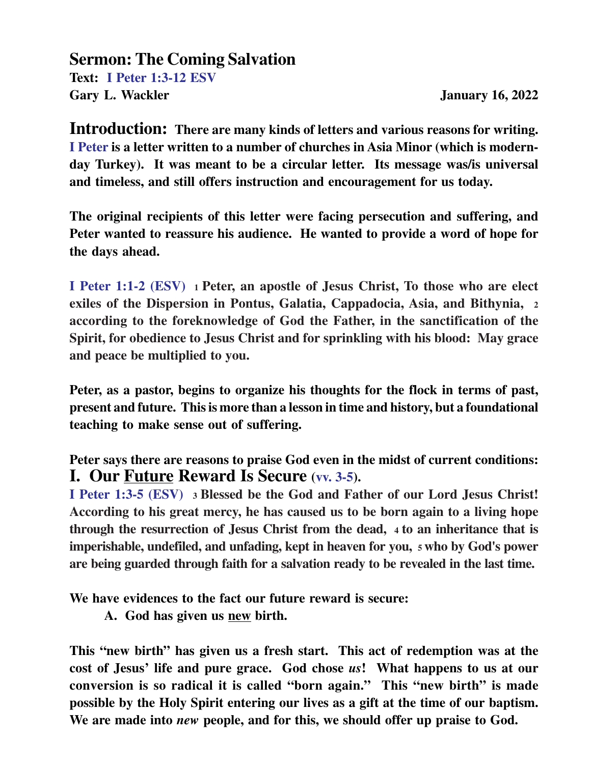# Sermon: The Coming Salvation

**Text: I Peter 1:3-12 ESV**

**Gary L. Wackler** **January 16, 2022**

**Introduction: There are many kinds of letters and various reasons for writing. I Peter is a letter written to a number of churches in Asia Minor (which is modern-day Turkey). It was meant to be a circular letter. Its message was/is universal and timeless, and still offers instruction and encouragement for us today.**

**The original recipients of this letter were facing persecution and suffering, and Peter wanted to reassure his audience. He wanted to provide a word of hope for the days ahead.**

**I Peter 1:1-2 (ESV) 1 Peter, an apostle of Jesus Christ, To those who are elect exiles of the Dispersion in Pontus, Galatia, Cappadocia, Asia, and Bithynia, 2 according to the foreknowledge of God the Father, in the sanctification of the Spirit, for obedience to Jesus Christ and for sprinkling with his blood: May grace and peace be multiplied to you.**

**Peter, as a pastor, begins to organize his thoughts for the flock in terms of past, present and future. This is more than a lesson in time and history, but a foundational teaching to make sense out of suffering.**

**Peter says there are reasons to praise God even in the midst of current conditions:**

## I. Our <u>Future</u> Reward Is Secure (vv. 3-5).

**I Peter 1:3-5 (ESV) 3 Blessed be the God and Father of our Lord Jesus Christ! According to his great mercy, he has caused us to be born again to a living hope through the resurrection of Jesus Christ from the dead, 4 to an inheritance that is imperishable, undefiled, and unfading, kept in heaven for you, 5 who by God's power are being guarded through faith for a salvation ready to be revealed in the last time.**

**We have evidences to the fact our future reward is secure:**

**A. God has given us <u>new</u> birth.**

**This "new birth" has given us a fresh start. This act of redemption was at the cost of Jesus' life and pure grace. God chose *us*! What happens to us at our conversion is so radical it is called "born again." This "new birth" is made possible by the Holy Spirit entering our lives as a gift at the time of our baptism. We are made into *new* people, and for this, we should offer up praise to God.**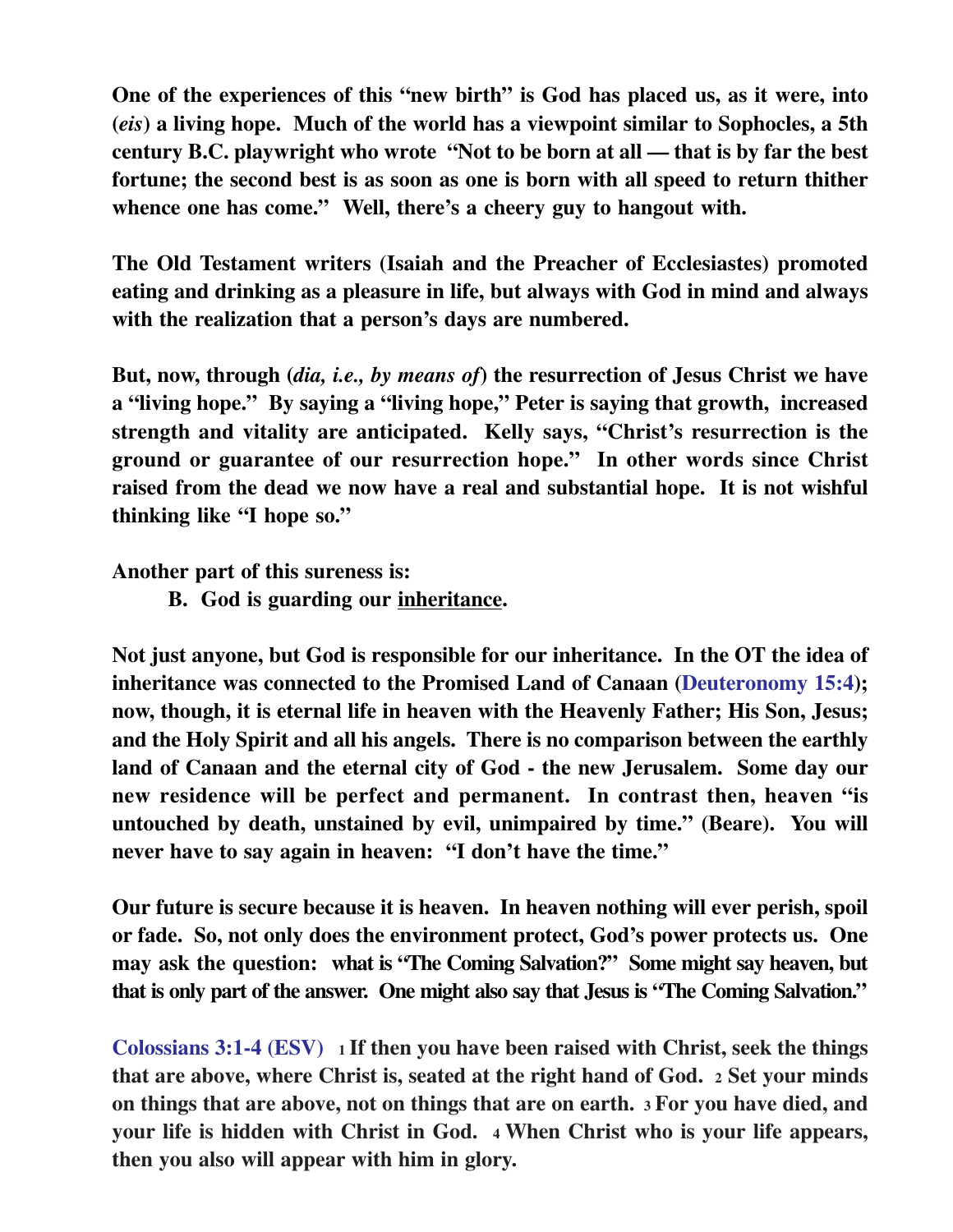**One of the experiences of this "new birth" is God has placed us, as it were, into (*eis*) a living hope. Much of the world has a viewpoint similar to Sophocles, a 5th century B.C. playwright who wrote "Not to be born at all — that is by far the best fortune; the second best is as soon as one is born with all speed to return thither whence one has come." Well, there's a cheery guy to hangout with.**

**The Old Testament writers (Isaiah and the Preacher of Ecclesiastes) promoted eating and drinking as a pleasure in life, but always with God in mind and always with the realization that a person's days are numbered.**

**But, now, through (*dia, i.e., by means of*) the resurrection of Jesus Christ we have a "living hope." By saying a "living hope," Peter is saying that growth, increased strength and vitality are anticipated. Kelly says, "Christ's resurrection is the ground or guarantee of our resurrection hope." In other words since Christ raised from the dead we now have a real and substantial hope. It is not wishful thinking like "I hope so."**

**Another part of this sureness is:**

**B. God is guarding our <u>inheritance</u>.**

**Not just anyone, but God is responsible for our inheritance. In the OT the idea of inheritance was connected to the Promised Land of Canaan (Deuteronomy 15:4); now, though, it is eternal life in heaven with the Heavenly Father; His Son, Jesus; and the Holy Spirit and all his angels. There is no comparison between the earthly land of Canaan and the eternal city of God - the new Jerusalem. Some day our new residence will be perfect and permanent. In contrast then, heaven "is untouched by death, unstained by evil, unimpaired by time." (Beare). You will never have to say again in heaven: "I don't have the time."**

**Our future is secure because it is heaven. In heaven nothing will ever perish, spoil or fade. So, not only does the environment protect, God's power protects us. One may ask the question: what is "The Coming Salvation?" Some might say heaven, but that is only part of the answer. One might also say that Jesus is "The Coming Salvation."**

**Colossians 3:1-4 (ESV) 1 If then you have been raised with Christ, seek the things that are above, where Christ is, seated at the right hand of God. 2 Set your minds on things that are above, not on things that are on earth. 3 For you have died, and your life is hidden with Christ in God. 4 When Christ who is your life appears, then you also will appear with him in glory.**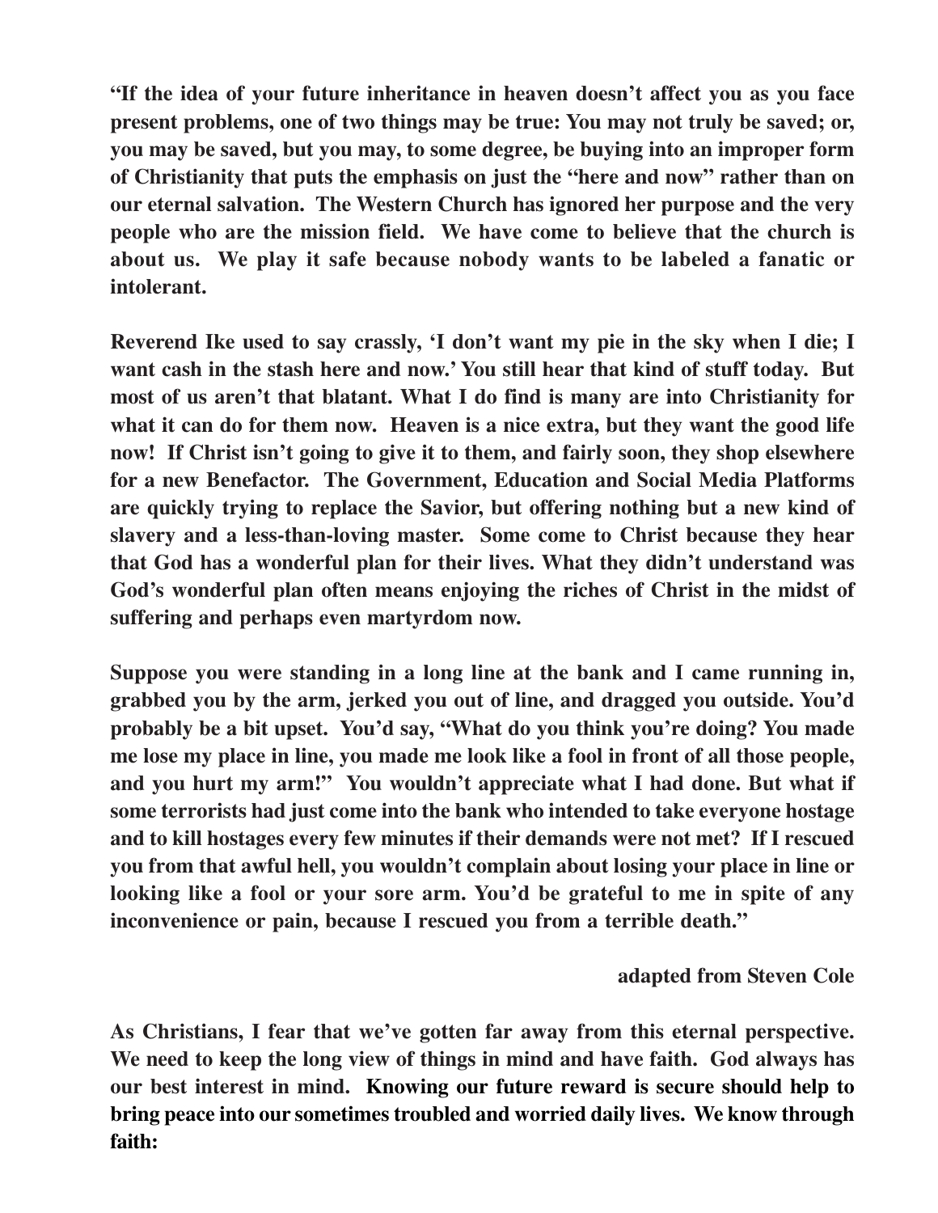**"If the idea of your future inheritance in heaven doesn't affect you as you face present problems, one of two things may be true: You may not truly be saved; or, you may be saved, but you may, to some degree, be buying into an improper form of Christianity that puts the emphasis on just the "here and now" rather than on our eternal salvation. The Western Church has ignored her purpose and the very people who are the mission field. We have come to believe that the church is about us. We play it safe because nobody wants to be labeled a fanatic or intolerant.**

**Reverend Ike used to say crassly, 'I don't want my pie in the sky when I die; I want cash in the stash here and now.' You still hear that kind of stuff today. But most of us aren't that blatant. What I do find is many are into Christianity for what it can do for them now. Heaven is a nice extra, but they want the good life now! If Christ isn't going to give it to them, and fairly soon, they shop elsewhere for a new Benefactor. The Government, Education and Social Media Platforms are quickly trying to replace the Savior, but offering nothing but a new kind of slavery and a less-than-loving master. Some come to Christ because they hear that God has a wonderful plan for their lives. What they didn't understand was God's wonderful plan often means enjoying the riches of Christ in the midst of suffering and perhaps even martyrdom now.**

**Suppose you were standing in a long line at the bank and I came running in, grabbed you by the arm, jerked you out of line, and dragged you outside. You'd probably be a bit upset. You'd say, "What do you think you're doing? You made me lose my place in line, you made me look like a fool in front of all those people, and you hurt my arm!" You wouldn't appreciate what I had done. But what if some terrorists had just come into the bank who intended to take everyone hostage and to kill hostages every few minutes if their demands were not met? If I rescued you from that awful hell, you wouldn't complain about losing your place in line or looking like a fool or your sore arm. You'd be grateful to me in spite of any inconvenience or pain, because I rescued you from a terrible death."**

**adapted from Steven Cole**

**As Christians, I fear that we've gotten far away from this eternal perspective. We need to keep the long view of things in mind and have faith. God always has our best interest in mind. Knowing our future reward is secure should help to bring peace into our sometimes troubled and worried daily lives. We know through faith:**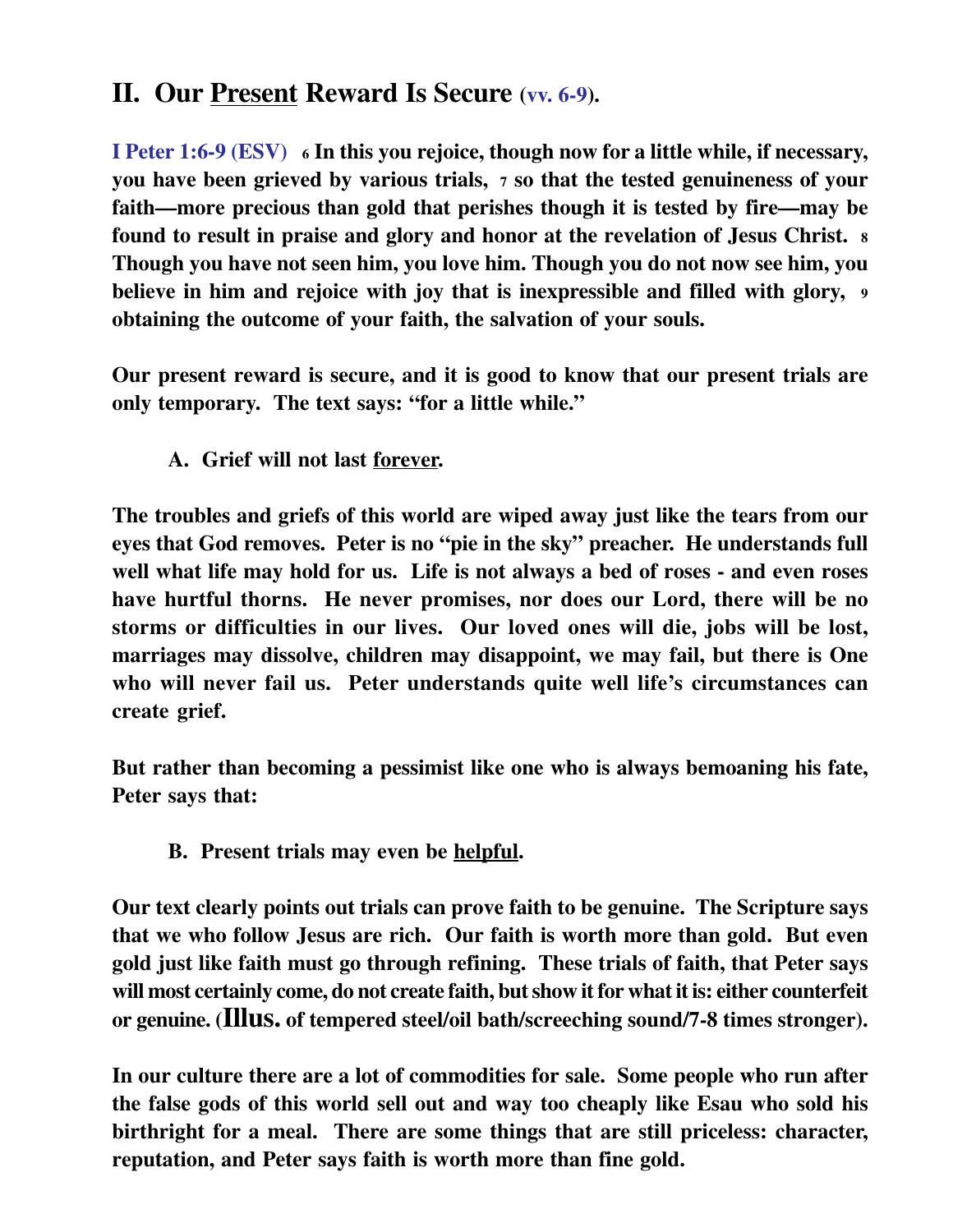## II. Our <u>Present</u> Reward Is Secure (vv. 6-9).

**I Peter 1:6-9 (ESV)** **6 In this you rejoice, though now for a little while, if necessary, you have been grieved by various trials, 7 so that the tested genuineness of your faith—more precious than gold that perishes though it is tested by fire—may be found to result in praise and glory and honor at the revelation of Jesus Christ. 8 Though you have not seen him, you love him. Though you do not now see him, you believe in him and rejoice with joy that is inexpressible and filled with glory, 9 obtaining the outcome of your faith, the salvation of your souls.**

**Our present reward is secure, and it is good to know that our present trials are only temporary. The text says: "for a little while."**

**A. Grief will not last <u>forever</u>.**

**The troubles and griefs of this world are wiped away just like the tears from our eyes that God removes. Peter is no "pie in the sky" preacher. He understands full well what life may hold for us. Life is not always a bed of roses - and even roses have hurtful thorns. He never promises, nor does our Lord, there will be no storms or difficulties in our lives. Our loved ones will die, jobs will be lost, marriages may dissolve, children may disappoint, we may fail, but there is One who will never fail us. Peter understands quite well life's circumstances can create grief.**

**But rather than becoming a pessimist like one who is always bemoaning his fate, Peter says that:**

**B. Present trials may even be <u>helpful</u>.**

**Our text clearly points out trials can prove faith to be genuine. The Scripture says that we who follow Jesus are rich. Our faith is worth more than gold. But even gold just like faith must go through refining. These trials of faith, that Peter says will most certainly come, do not create faith, but show it for what it is: either counterfeit or genuine. (Illus. of tempered steel/oil bath/screeching sound/7-8 times stronger).**

**In our culture there are a lot of commodities for sale. Some people who run after the false gods of this world sell out and way too cheaply like Esau who sold his birthright for a meal. There are some things that are still priceless: character, reputation, and Peter says faith is worth more than fine gold.**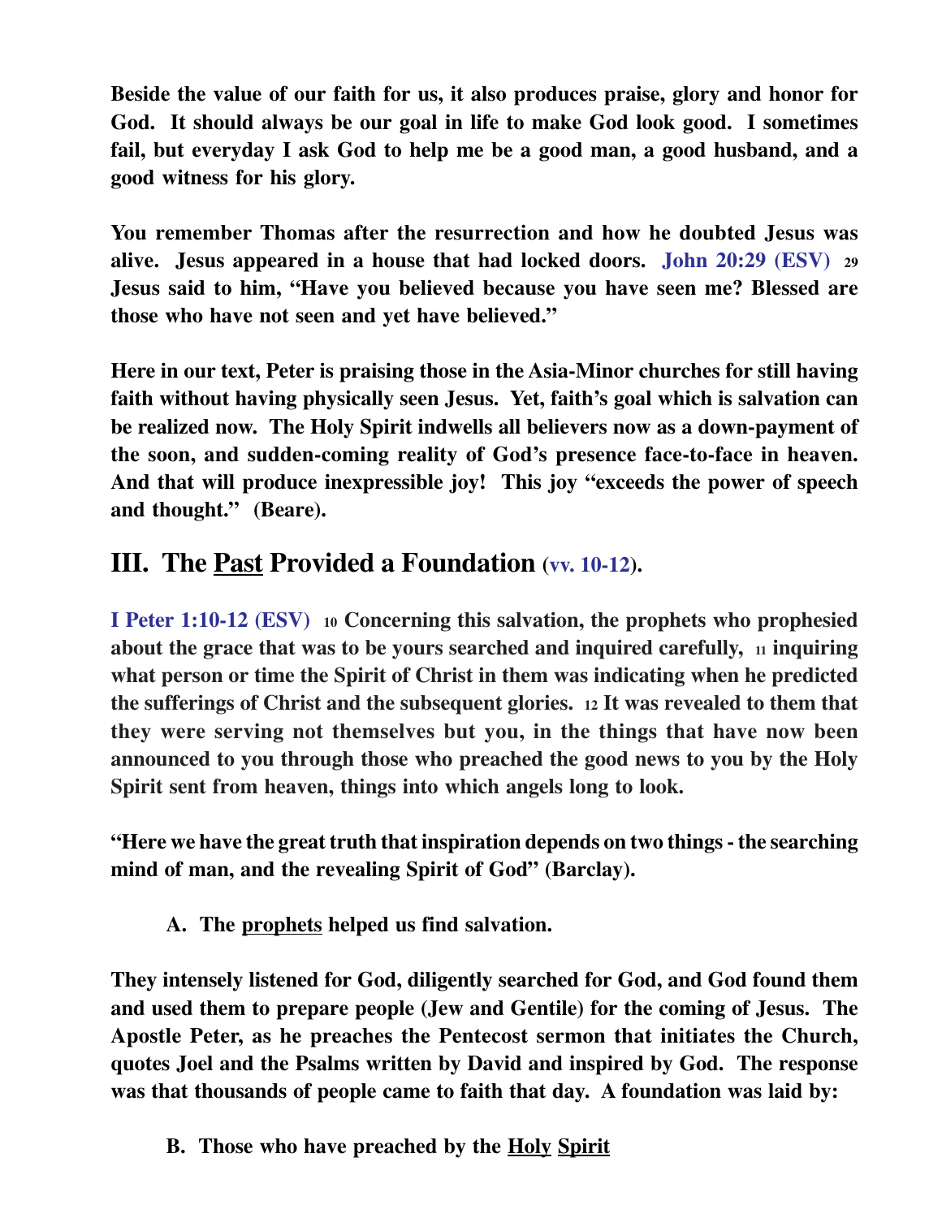**Beside the value of our faith for us, it also produces praise, glory and honor for God. It should always be our goal in life to make God look good. I sometimes fail, but everyday I ask God to help me be a good man, a good husband, and a good witness for his glory.**

**You remember Thomas after the resurrection and how he doubted Jesus was alive. Jesus appeared in a house that had locked doors. John 20:29 (ESV) 29 Jesus said to him, "Have you believed because you have seen me? Blessed are those who have not seen and yet have believed."**

**Here in our text, Peter is praising those in the Asia-Minor churches for still having faith without having physically seen Jesus. Yet, faith's goal which is salvation can be realized now. The Holy Spirit indwells all believers now as a down-payment of the soon, and sudden-coming reality of God's presence face-to-face in heaven. And that will produce inexpressible joy! This joy "exceeds the power of speech and thought." (Beare).**

## III. The <u>Past</u> Provided a Foundation (vv. 10-12).

**I Peter 1:10-12 (ESV) 10 Concerning this salvation, the prophets who prophesied about the grace that was to be yours searched and inquired carefully, 11 inquiring what person or time the Spirit of Christ in them was indicating when he predicted the sufferings of Christ and the subsequent glories. 12 It was revealed to them that they were serving not themselves but you, in the things that have now been announced to you through those who preached the good news to you by the Holy Spirit sent from heaven, things into which angels long to look.**

**"Here we have the great truth that inspiration depends on two things - the searching mind of man, and the revealing Spirit of God" (Barclay).**

**A. The <u>prophets</u> helped us find salvation.**

**They intensely listened for God, diligently searched for God, and God found them and used them to prepare people (Jew and Gentile) for the coming of Jesus. The Apostle Peter, as he preaches the Pentecost sermon that initiates the Church, quotes Joel and the Psalms written by David and inspired by God. The response was that thousands of people came to faith that day. A foundation was laid by:**

**B. Those who have preached by the <u>Holy Spirit</u>**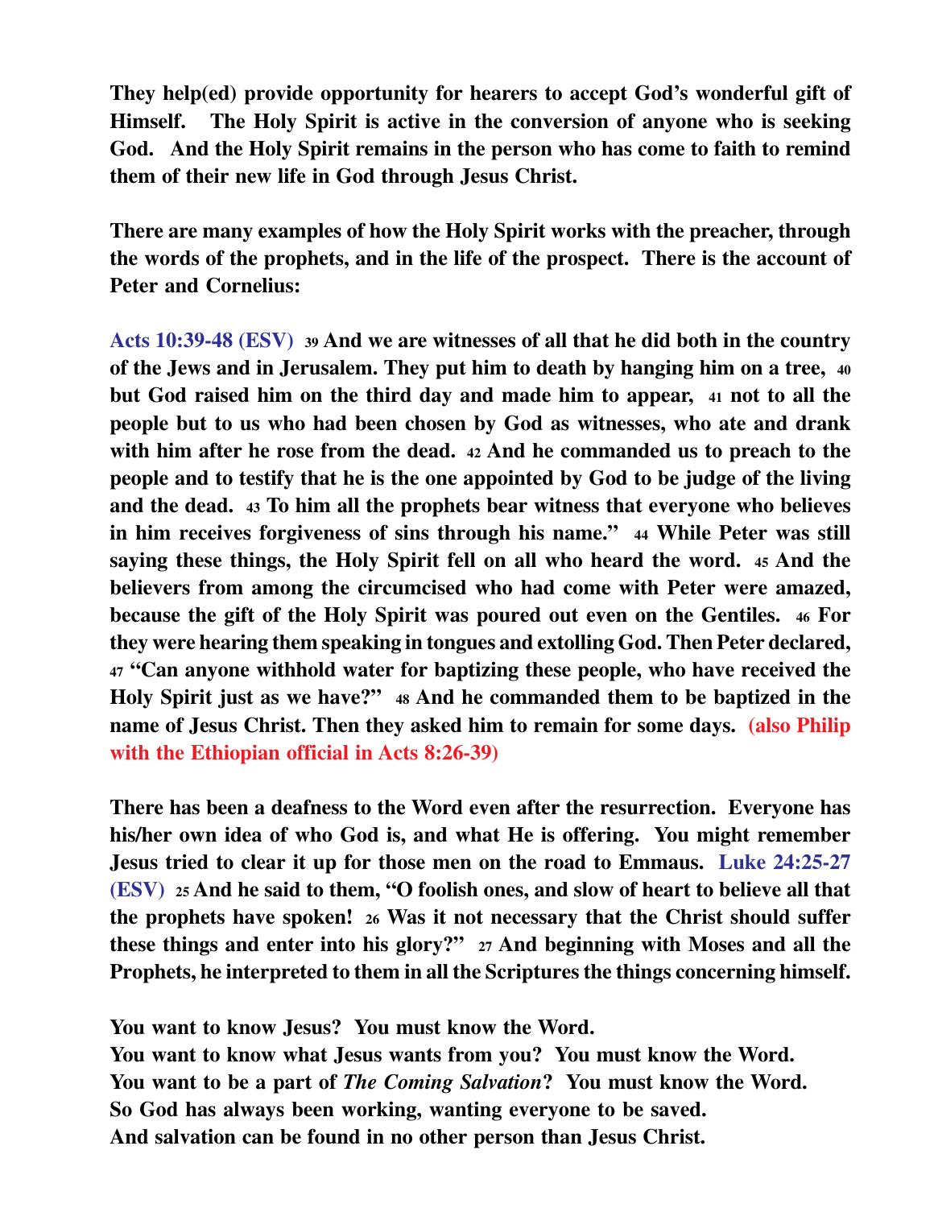**They help(ed) provide opportunity for hearers to accept God's wonderful gift of Himself. The Holy Spirit is active in the conversion of anyone who is seeking God. And the Holy Spirit remains in the person who has come to faith to remind them of their new life in God through Jesus Christ.**

**There are many examples of how the Holy Spirit works with the preacher, through the words of the prophets, and in the life of the prospect. There is the account of Peter and Cornelius:**

**Acts 10:39-48 (ESV) 39 And we are witnesses of all that he did both in the country of the Jews and in Jerusalem. They put him to death by hanging him on a tree, 40 but God raised him on the third day and made him to appear, 41 not to all the people but to us who had been chosen by God as witnesses, who ate and drank with him after he rose from the dead. 42 And he commanded us to preach to the people and to testify that he is the one appointed by God to be judge of the living and the dead. 43 To him all the prophets bear witness that everyone who believes in him receives forgiveness of sins through his name." 44 While Peter was still saying these things, the Holy Spirit fell on all who heard the word. 45 And the believers from among the circumcised who had come with Peter were amazed, because the gift of the Holy Spirit was poured out even on the Gentiles. 46 For they were hearing them speaking in tongues and extolling God. Then Peter declared, 47 "Can anyone withhold water for baptizing these people, who have received the Holy Spirit just as we have?" 48 And he commanded them to be baptized in the name of Jesus Christ. Then they asked him to remain for some days. (also Philip with the Ethiopian official in Acts 8:26-39)**

**There has been a deafness to the Word even after the resurrection. Everyone has his/her own idea of who God is, and what He is offering. You might remember Jesus tried to clear it up for those men on the road to Emmaus. Luke 24:25-27 (ESV) 25 And he said to them, "O foolish ones, and slow of heart to believe all that the prophets have spoken! 26 Was it not necessary that the Christ should suffer these things and enter into his glory?" 27 And beginning with Moses and all the Prophets, he interpreted to them in all the Scriptures the things concerning himself.**

**You want to know Jesus? You must know the Word.**
**You want to know what Jesus wants from you? You must know the Word.**
**You want to be a part of *The Coming Salvation*? You must know the Word.**
**So God has always been working, wanting everyone to be saved.**
**And salvation can be found in no other person than Jesus Christ.**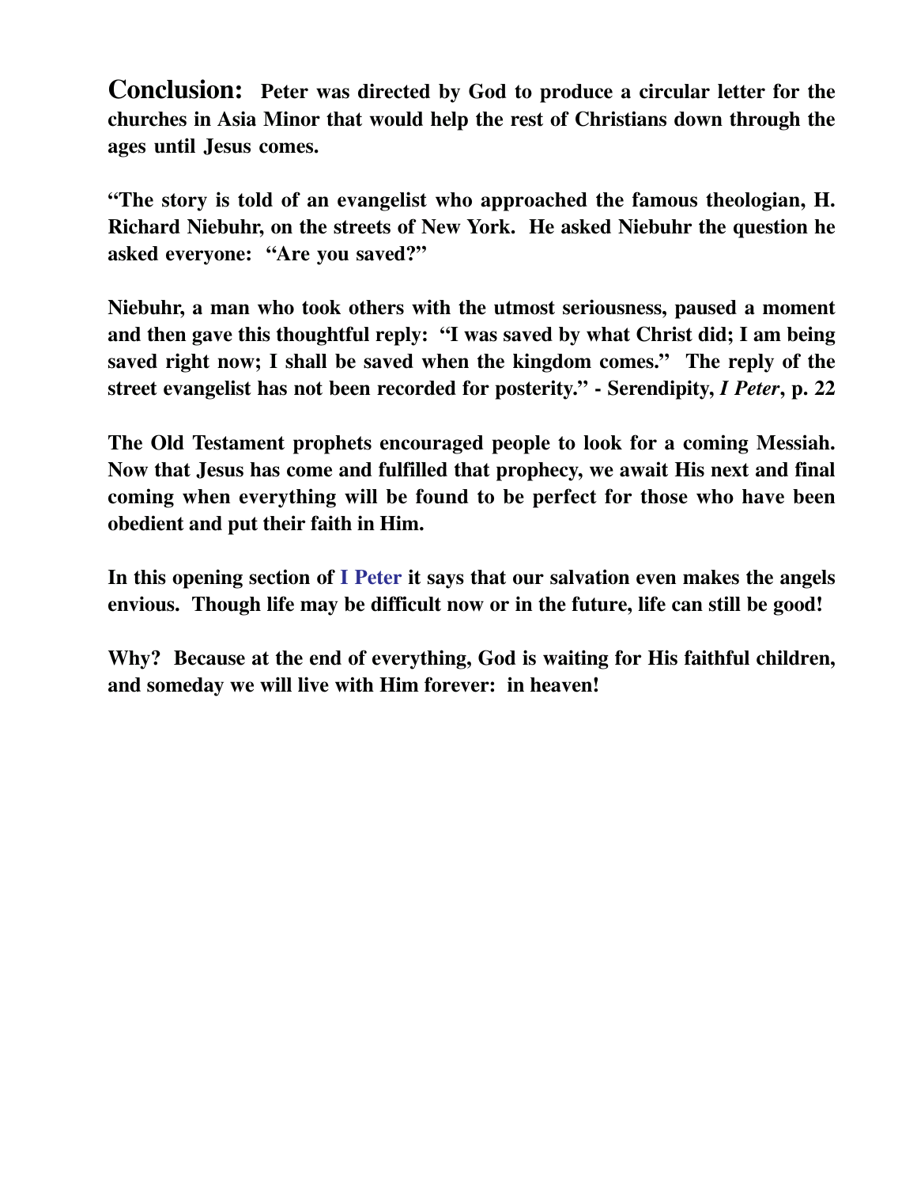**Conclusion:** **Peter was directed by God to produce a circular letter for the churches in Asia Minor that would help the rest of Christians down through the ages until Jesus comes.**

**"The story is told of an evangelist who approached the famous theologian, H. Richard Niebuhr, on the streets of New York. He asked Niebuhr the question he asked everyone: "Are you saved?"**

**Niebuhr, a man who took others with the utmost seriousness, paused a moment and then gave this thoughtful reply: "I was saved by what Christ did; I am being saved right now; I shall be saved when the kingdom comes." The reply of the street evangelist has not been recorded for posterity." - Serendipity, *I Peter*, p. 22**

**The Old Testament prophets encouraged people to look for a coming Messiah. Now that Jesus has come and fulfilled that prophecy, we await His next and final coming when everything will be found to be perfect for those who have been obedient and put their faith in Him.**

**In this opening section of I Peter it says that our salvation even makes the angels envious. Though life may be difficult now or in the future, life can still be good!**

**Why? Because at the end of everything, God is waiting for His faithful children, and someday we will live with Him forever: in heaven!**